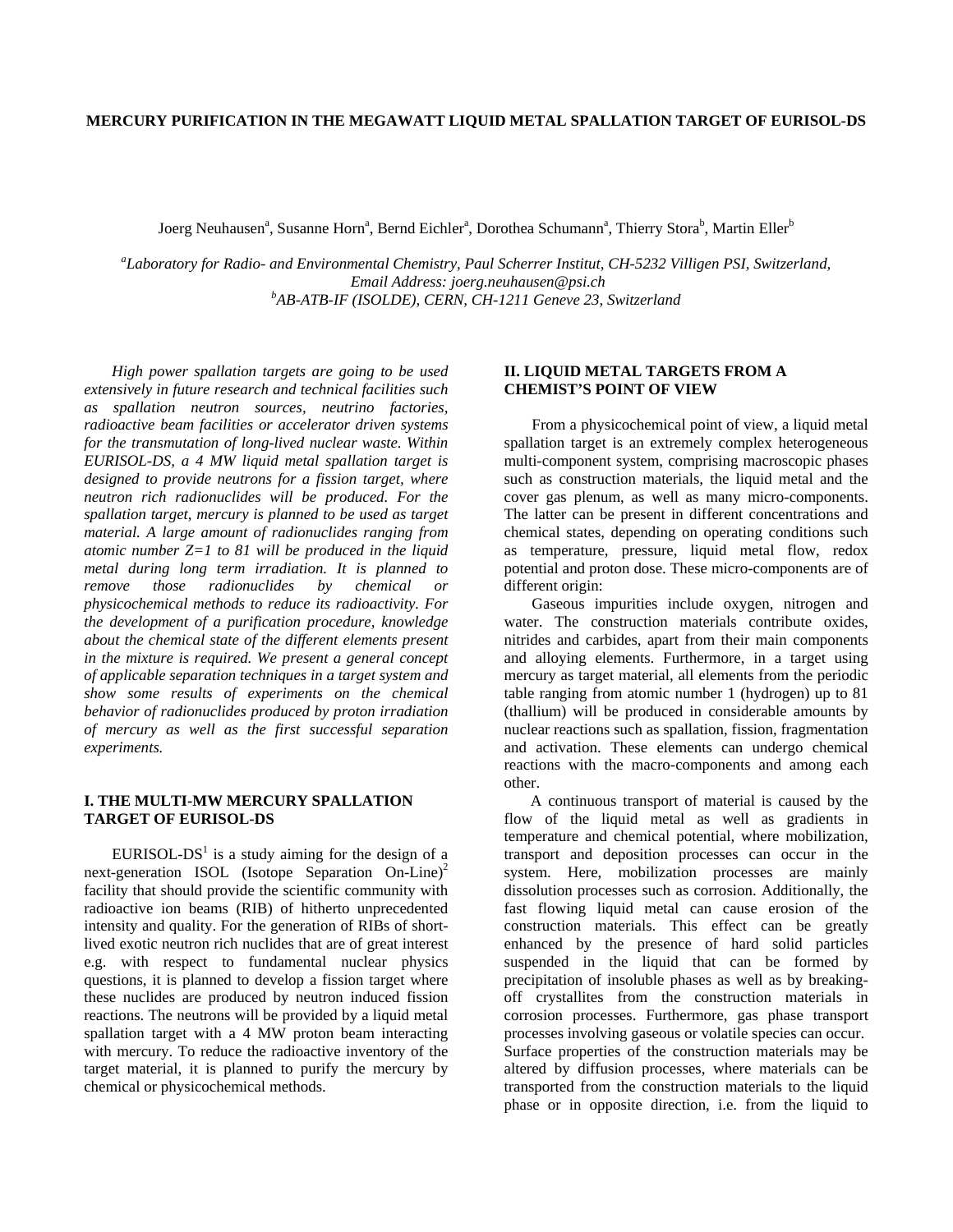# MERCURY PURIFICATION IN THE MEGAWATT LIQUID METAL SPALLATION TARGET OF EURISOL-DS

Joerg Neuhausen[a], Susanne Horn[a], Bernd Eichler[a], Dorothea Schumann[a], Thierry Stora[b], Martin Eller[b]

[a]*Laboratory for Radio- and Environmental Chemistry, Paul Scherrer Institut, CH-5232 Villigen PSI, Switzerland, Email Address: joerg.neuhausen@psi.ch*
[b]*AB-ATB-IF (ISOLDE), CERN, CH-1211 Geneve 23, Switzerland*

*High power spallation targets are going to be used extensively in future research and technical facilities such as spallation neutron sources, neutrino factories, radioactive beam facilities or accelerator driven systems for the transmutation of long-lived nuclear waste. Within EURISOL-DS, a 4 MW liquid metal spallation target is designed to provide neutrons for a fission target, where neutron rich radionuclides will be produced. For the spallation target, mercury is planned to be used as target material. A large amount of radionuclides ranging from atomic number Z=1 to 81 will be produced in the liquid metal during long term irradiation. It is planned to remove those radionuclides by chemical or physicochemical methods to reduce its radioactivity. For the development of a purification procedure, knowledge about the chemical state of the different elements present in the mixture is required. We present a general concept of applicable separation techniques in a target system and show some results of experiments on the chemical behavior of radionuclides produced by proton irradiation of mercury as well as the first successful separation experiments.*

## I. THE MULTI-MW MERCURY SPALLATION TARGET OF EURISOL-DS

EURISOL-DS[1] is a study aiming for the design of a next-generation ISOL (Isotope Separation On-Line)[2] facility that should provide the scientific community with radioactive ion beams (RIB) of hitherto unprecedented intensity and quality. For the generation of RIBs of short-lived exotic neutron rich nuclides that are of great interest e.g. with respect to fundamental nuclear physics questions, it is planned to develop a fission target where these nuclides are produced by neutron induced fission reactions. The neutrons will be provided by a liquid metal spallation target with a 4 MW proton beam interacting with mercury. To reduce the radioactive inventory of the target material, it is planned to purify the mercury by chemical or physicochemical methods.

## II. LIQUID METAL TARGETS FROM A CHEMIST'S POINT OF VIEW

From a physicochemical point of view, a liquid metal spallation target is an extremely complex heterogeneous multi-component system, comprising macroscopic phases such as construction materials, the liquid metal and the cover gas plenum, as well as many micro-components. The latter can be present in different concentrations and chemical states, depending on operating conditions such as temperature, pressure, liquid metal flow, redox potential and proton dose. These micro-components are of different origin:

Gaseous impurities include oxygen, nitrogen and water. The construction materials contribute oxides, nitrides and carbides, apart from their main components and alloying elements. Furthermore, in a target using mercury as target material, all elements from the periodic table ranging from atomic number 1 (hydrogen) up to 81 (thallium) will be produced in considerable amounts by nuclear reactions such as spallation, fission, fragmentation and activation. These elements can undergo chemical reactions with the macro-components and among each other.

A continuous transport of material is caused by the flow of the liquid metal as well as gradients in temperature and chemical potential, where mobilization, transport and deposition processes can occur in the system. Here, mobilization processes are mainly dissolution processes such as corrosion. Additionally, the fast flowing liquid metal can cause erosion of the construction materials. This effect can be greatly enhanced by the presence of hard solid particles suspended in the liquid that can be formed by precipitation of insoluble phases as well as by breaking-off crystallites from the construction materials in corrosion processes. Furthermore, gas phase transport processes involving gaseous or volatile species can occur. Surface properties of the construction materials may be altered by diffusion processes, where materials can be transported from the construction materials to the liquid phase or in opposite direction, i.e. from the liquid to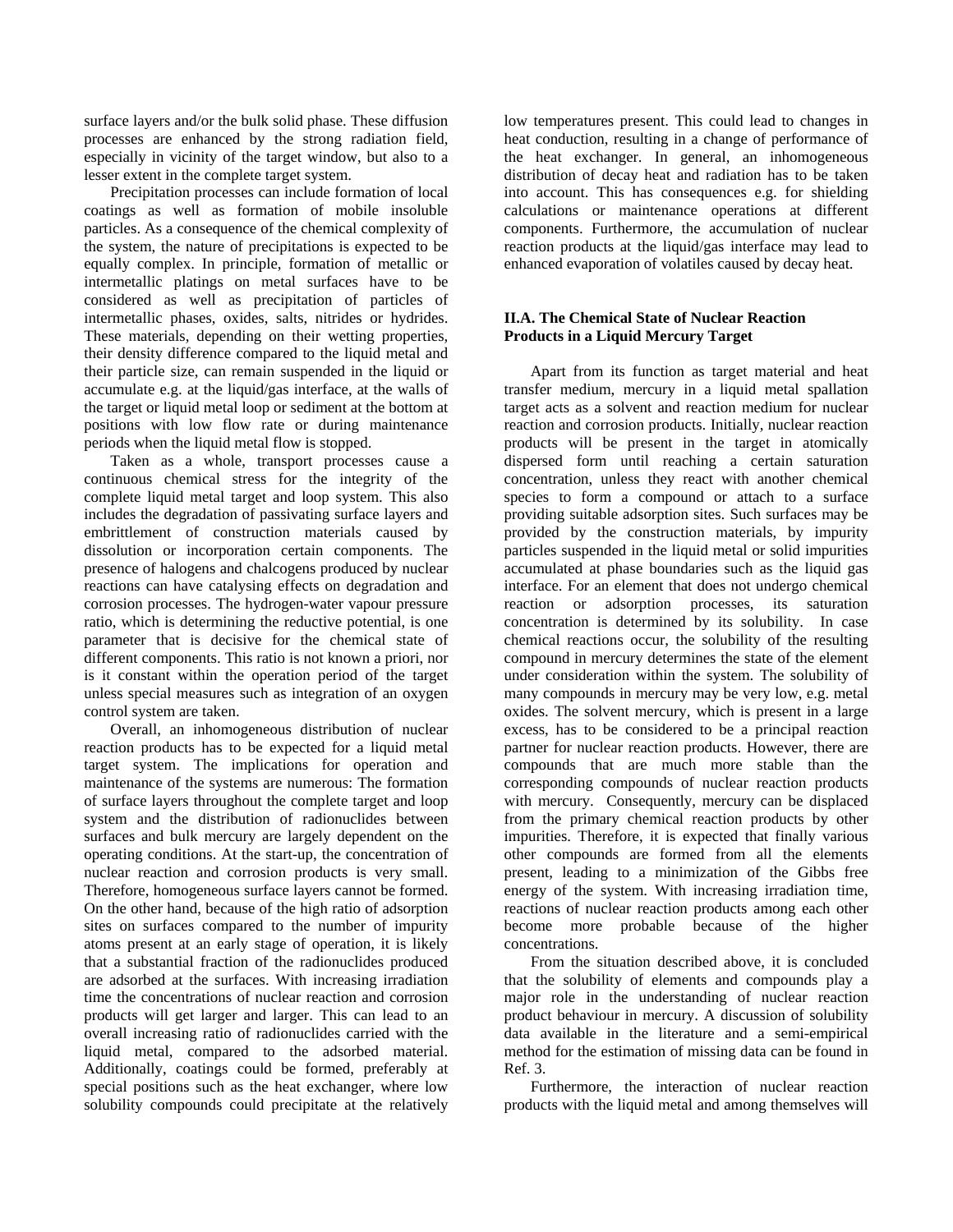surface layers and/or the bulk solid phase. These diffusion processes are enhanced by the strong radiation field, especially in vicinity of the target window, but also to a lesser extent in the complete target system.

Precipitation processes can include formation of local coatings as well as formation of mobile insoluble particles. As a consequence of the chemical complexity of the system, the nature of precipitations is expected to be equally complex. In principle, formation of metallic or intermetallic platings on metal surfaces have to be considered as well as precipitation of particles of intermetallic phases, oxides, salts, nitrides or hydrides. These materials, depending on their wetting properties, their density difference compared to the liquid metal and their particle size, can remain suspended in the liquid or accumulate e.g. at the liquid/gas interface, at the walls of the target or liquid metal loop or sediment at the bottom at positions with low flow rate or during maintenance periods when the liquid metal flow is stopped.

Taken as a whole, transport processes cause a continuous chemical stress for the integrity of the complete liquid metal target and loop system. This also includes the degradation of passivating surface layers and embrittlement of construction materials caused by dissolution or incorporation certain components. The presence of halogens and chalcogens produced by nuclear reactions can have catalysing effects on degradation and corrosion processes. The hydrogen-water vapour pressure ratio, which is determining the reductive potential, is one parameter that is decisive for the chemical state of different components. This ratio is not known a priori, nor is it constant within the operation period of the target unless special measures such as integration of an oxygen control system are taken.

Overall, an inhomogeneous distribution of nuclear reaction products has to be expected for a liquid metal target system. The implications for operation and maintenance of the systems are numerous: The formation of surface layers throughout the complete target and loop system and the distribution of radionuclides between surfaces and bulk mercury are largely dependent on the operating conditions. At the start-up, the concentration of nuclear reaction and corrosion products is very small. Therefore, homogeneous surface layers cannot be formed. On the other hand, because of the high ratio of adsorption sites on surfaces compared to the number of impurity atoms present at an early stage of operation, it is likely that a substantial fraction of the radionuclides produced are adsorbed at the surfaces. With increasing irradiation time the concentrations of nuclear reaction and corrosion products will get larger and larger. This can lead to an overall increasing ratio of radionuclides carried with the liquid metal, compared to the adsorbed material. Additionally, coatings could be formed, preferably at special positions such as the heat exchanger, where low solubility compounds could precipitate at the relatively low temperatures present. This could lead to changes in heat conduction, resulting in a change of performance of the heat exchanger. In general, an inhomogeneous distribution of decay heat and radiation has to be taken into account. This has consequences e.g. for shielding calculations or maintenance operations at different components. Furthermore, the accumulation of nuclear reaction products at the liquid/gas interface may lead to enhanced evaporation of volatiles caused by decay heat.

## II.A. The Chemical State of Nuclear Reaction Products in a Liquid Mercury Target

Apart from its function as target material and heat transfer medium, mercury in a liquid metal spallation target acts as a solvent and reaction medium for nuclear reaction and corrosion products. Initially, nuclear reaction products will be present in the target in atomically dispersed form until reaching a certain saturation concentration, unless they react with another chemical species to form a compound or attach to a surface providing suitable adsorption sites. Such surfaces may be provided by the construction materials, by impurity particles suspended in the liquid metal or solid impurities accumulated at phase boundaries such as the liquid gas interface. For an element that does not undergo chemical reaction or adsorption processes, its saturation concentration is determined by its solubility. In case chemical reactions occur, the solubility of the resulting compound in mercury determines the state of the element under consideration within the system. The solubility of many compounds in mercury may be very low, e.g. metal oxides. The solvent mercury, which is present in a large excess, has to be considered to be a principal reaction partner for nuclear reaction products. However, there are compounds that are much more stable than the corresponding compounds of nuclear reaction products with mercury. Consequently, mercury can be displaced from the primary chemical reaction products by other impurities. Therefore, it is expected that finally various other compounds are formed from all the elements present, leading to a minimization of the Gibbs free energy of the system. With increasing irradiation time, reactions of nuclear reaction products among each other become more probable because of the higher concentrations.

From the situation described above, it is concluded that the solubility of elements and compounds play a major role in the understanding of nuclear reaction product behaviour in mercury. A discussion of solubility data available in the literature and a semi-empirical method for the estimation of missing data can be found in Ref. 3.

Furthermore, the interaction of nuclear reaction products with the liquid metal and among themselves will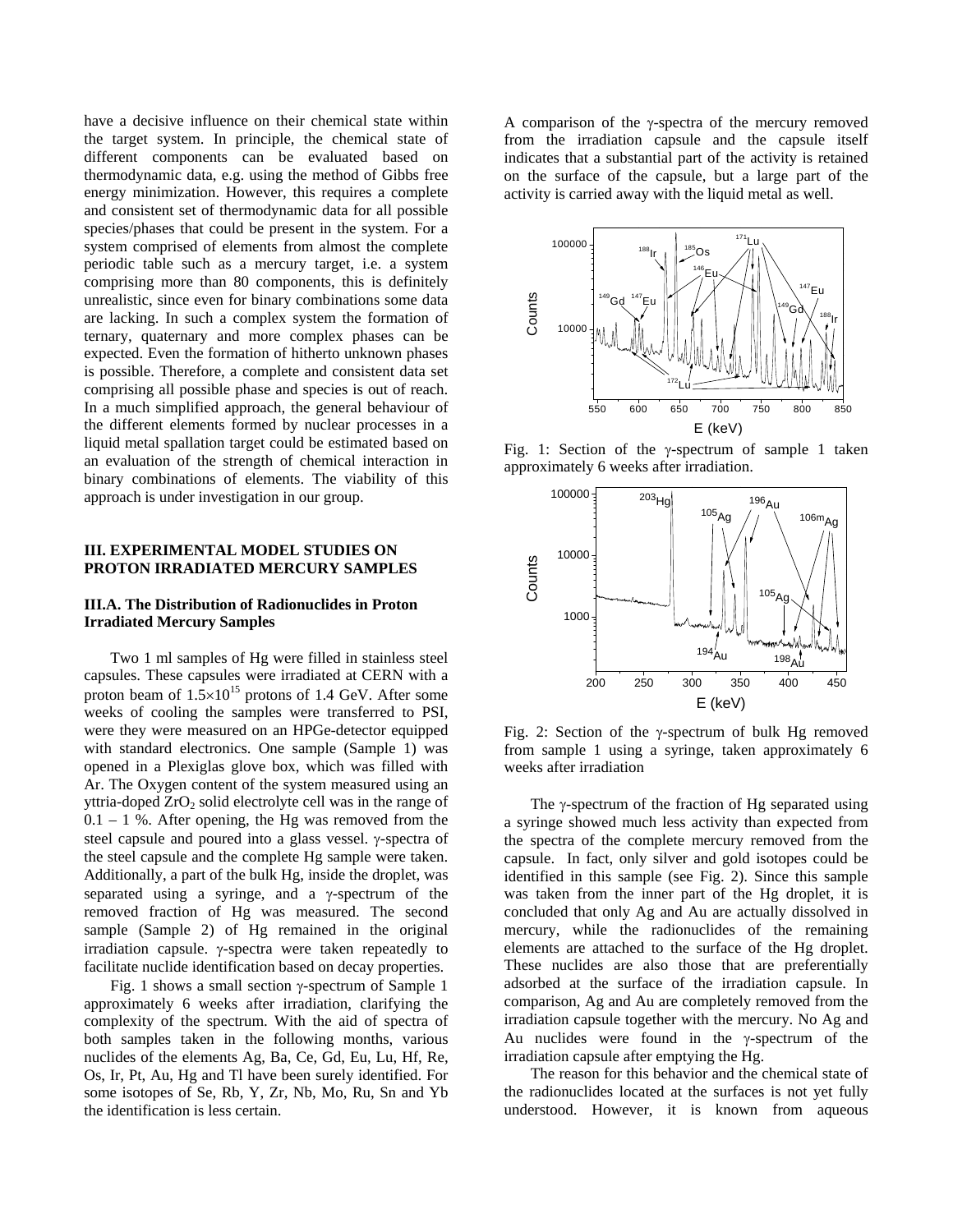have a decisive influence on their chemical state within the target system. In principle, the chemical state of different components can be evaluated based on thermodynamic data, e.g. using the method of Gibbs free energy minimization. However, this requires a complete and consistent set of thermodynamic data for all possible species/phases that could be present in the system. For a system comprised of elements from almost the complete periodic table such as a mercury target, i.e. a system comprising more than 80 components, this is definitely unrealistic, since even for binary combinations some data are lacking. In such a complex system the formation of ternary, quaternary and more complex phases can be expected. Even the formation of hitherto unknown phases is possible. Therefore, a complete and consistent data set comprising all possible phase and species is out of reach. In a much simplified approach, the general behaviour of the different elements formed by nuclear processes in a liquid metal spallation target could be estimated based on an evaluation of the strength of chemical interaction in binary combinations of elements. The viability of this approach is under investigation in our group.

## III. EXPERIMENTAL MODEL STUDIES ON PROTON IRRADIATED MERCURY SAMPLES

### III.A. The Distribution of Radionuclides in Proton Irradiated Mercury Samples

Two 1 ml samples of Hg were filled in stainless steel capsules. These capsules were irradiated at CERN with a proton beam of $1.5\times10^{15}$ protons of 1.4 GeV. After some weeks of cooling the samples were transferred to PSI, were they were measured on an HPGe-detector equipped with standard electronics. One sample (Sample 1) was opened in a Plexiglas glove box, which was filled with Ar. The Oxygen content of the system measured using an yttria-doped $ZrO_2$ solid electrolyte cell was in the range of 0.1 – 1 %. After opening, the Hg was removed from the steel capsule and poured into a glass vessel. γ-spectra of the steel capsule and the complete Hg sample were taken. Additionally, a part of the bulk Hg, inside the droplet, was separated using a syringe, and a γ-spectrum of the removed fraction of Hg was measured. The second sample (Sample 2) of Hg remained in the original irradiation capsule. γ-spectra were taken repeatedly to facilitate nuclide identification based on decay properties.

Fig. 1 shows a small section γ-spectrum of Sample 1 approximately 6 weeks after irradiation, clarifying the complexity of the spectrum. With the aid of spectra of both samples taken in the following months, various nuclides of the elements Ag, Ba, Ce, Gd, Eu, Lu, Hf, Re, Os, Ir, Pt, Au, Hg and Tl have been surely identified. For some isotopes of Se, Rb, Y, Zr, Nb, Mo, Ru, Sn and Yb the identification is less certain.

A comparison of the γ-spectra of the mercury removed from the irradiation capsule and the capsule itself indicates that a substantial part of the activity is retained on the surface of the capsule, but a large part of the activity is carried away with the liquid metal as well.

Fig. 1: Section of the γ-spectrum of sample 1 taken approximately 6 weeks after irradiation.

Fig. 2: Section of the γ-spectrum of bulk Hg removed from sample 1 using a syringe, taken approximately 6 weeks after irradiation

The γ-spectrum of the fraction of Hg separated using a syringe showed much less activity than expected from the spectra of the complete mercury removed from the capsule. In fact, only silver and gold isotopes could be identified in this sample (see Fig. 2). Since this sample was taken from the inner part of the Hg droplet, it is concluded that only Ag and Au are actually dissolved in mercury, while the radionuclides of the remaining elements are attached to the surface of the Hg droplet. These nuclides are also those that are preferentially adsorbed at the surface of the irradiation capsule. In comparison, Ag and Au are completely removed from the irradiation capsule together with the mercury. No Ag and Au nuclides were found in the γ-spectrum of the irradiation capsule after emptying the Hg.

The reason for this behavior and the chemical state of the radionuclides located at the surfaces is not yet fully understood. However, it is known from aqueous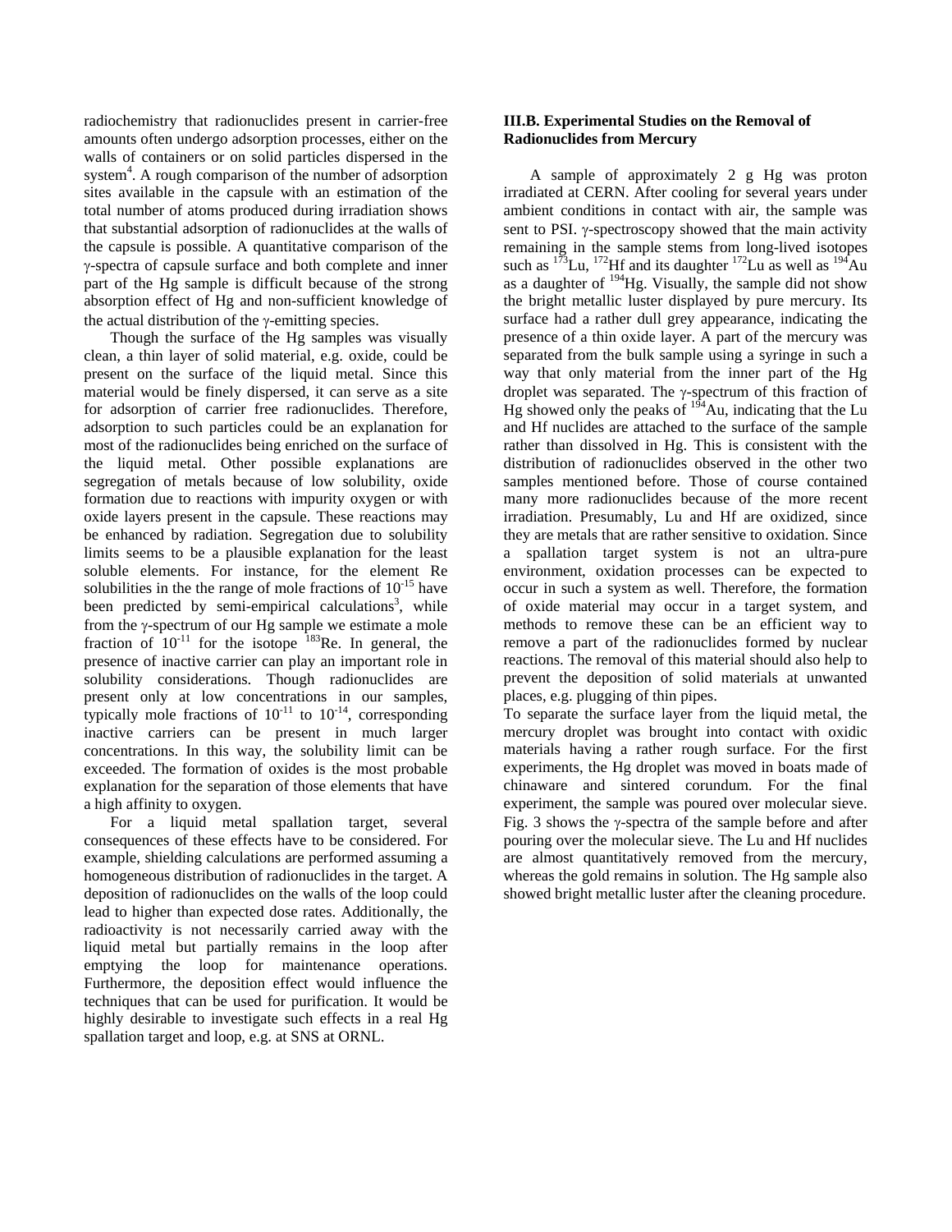radiochemistry that radionuclides present in carrier-free amounts often undergo adsorption processes, either on the walls of containers or on solid particles dispersed in the system[4]. A rough comparison of the number of adsorption sites available in the capsule with an estimation of the total number of atoms produced during irradiation shows that substantial adsorption of radionuclides at the walls of the capsule is possible. A quantitative comparison of the γ-spectra of capsule surface and both complete and inner part of the Hg sample is difficult because of the strong absorption effect of Hg and non-sufficient knowledge of the actual distribution of the γ-emitting species.

Though the surface of the Hg samples was visually clean, a thin layer of solid material, e.g. oxide, could be present on the surface of the liquid metal. Since this material would be finely dispersed, it can serve as a site for adsorption of carrier free radionuclides. Therefore, adsorption to such particles could be an explanation for most of the radionuclides being enriched on the surface of the liquid metal. Other possible explanations are segregation of metals because of low solubility, oxide formation due to reactions with impurity oxygen or with oxide layers present in the capsule. These reactions may be enhanced by radiation. Segregation due to solubility limits seems to be a plausible explanation for the least soluble elements. For instance, for the element Re solubilities in the the range of mole fractions of $10^{-15}$ have been predicted by semi-empirical calculations[3], while from the γ-spectrum of our Hg sample we estimate a mole fraction of $10^{-11}$ for the isotope $^{183}$Re. In general, the presence of inactive carrier can play an important role in solubility considerations. Though radionuclides are present only at low concentrations in our samples, typically mole fractions of $10^{-11}$ to $10^{-14}$, corresponding inactive carriers can be present in much larger concentrations. In this way, the solubility limit can be exceeded. The formation of oxides is the most probable explanation for the separation of those elements that have a high affinity to oxygen.

For a liquid metal spallation target, several consequences of these effects have to be considered. For example, shielding calculations are performed assuming a homogeneous distribution of radionuclides in the target. A deposition of radionuclides on the walls of the loop could lead to higher than expected dose rates. Additionally, the radioactivity is not necessarily carried away with the liquid metal but partially remains in the loop after emptying the loop for maintenance operations. Furthermore, the deposition effect would influence the techniques that can be used for purification. It would be highly desirable to investigate such effects in a real Hg spallation target and loop, e.g. at SNS at ORNL.

### III.B. Experimental Studies on the Removal of Radionuclides from Mercury

A sample of approximately 2 g Hg was proton irradiated at CERN. After cooling for several years under ambient conditions in contact with air, the sample was sent to PSI. γ-spectroscopy showed that the main activity remaining in the sample stems from long-lived isotopes such as $^{173}$Lu, $^{172}$Hf and its daughter $^{172}$Lu as well as $^{194}$Au as a daughter of $^{194}$Hg. Visually, the sample did not show the bright metallic luster displayed by pure mercury. Its surface had a rather dull grey appearance, indicating the presence of a thin oxide layer. A part of the mercury was separated from the bulk sample using a syringe in such a way that only material from the inner part of the Hg droplet was separated. The γ-spectrum of this fraction of Hg showed only the peaks of $^{194}$Au, indicating that the Lu and Hf nuclides are attached to the surface of the sample rather than dissolved in Hg. This is consistent with the distribution of radionuclides observed in the other two samples mentioned before. Those of course contained many more radionuclides because of the more recent irradiation. Presumably, Lu and Hf are oxidized, since they are metals that are rather sensitive to oxidation. Since a spallation target system is not an ultra-pure environment, oxidation processes can be expected to occur in such a system as well. Therefore, the formation of oxide material may occur in a target system, and methods to remove these can be an efficient way to remove a part of the radionuclides formed by nuclear reactions. The removal of this material should also help to prevent the deposition of solid materials at unwanted places, e.g. plugging of thin pipes.

To separate the surface layer from the liquid metal, the mercury droplet was brought into contact with oxidic materials having a rather rough surface. For the first experiments, the Hg droplet was moved in boats made of chinaware and sintered corundum. For the final experiment, the sample was poured over molecular sieve. Fig. 3 shows the γ-spectra of the sample before and after pouring over the molecular sieve. The Lu and Hf nuclides are almost quantitatively removed from the mercury, whereas the gold remains in solution. The Hg sample also showed bright metallic luster after the cleaning procedure.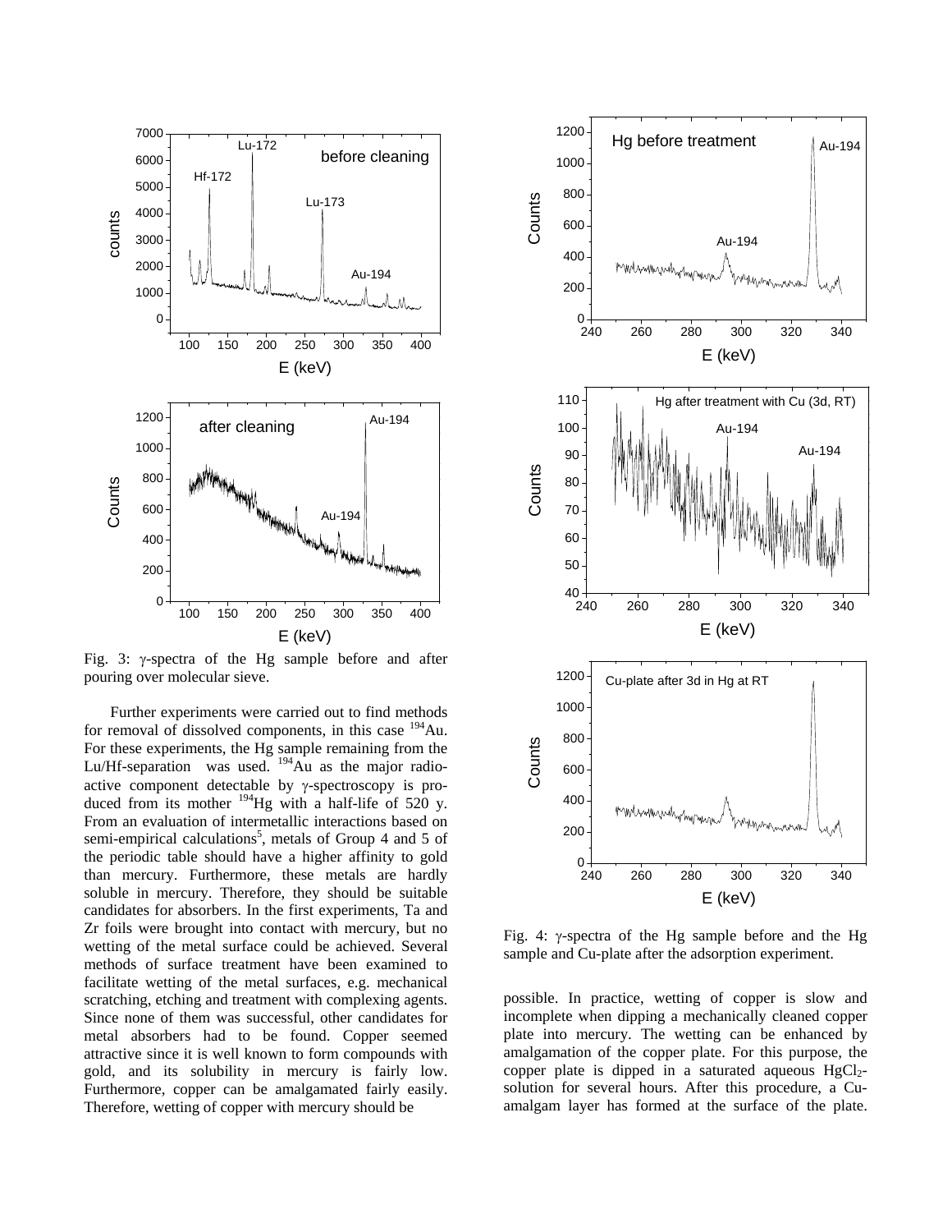Fig. 3: γ-spectra of the Hg sample before and after pouring over molecular sieve.

Further experiments were carried out to find methods for removal of dissolved components, in this case $^{194}$Au. For these experiments, the Hg sample remaining from the Lu/Hf-separation was used. $^{194}$Au as the major radioactive component detectable by γ-spectroscopy is produced from its mother $^{194}$Hg with a half-life of 520 y. From an evaluation of intermetallic interactions based on semi-empirical calculations[5], metals of Group 4 and 5 of the periodic table should have a higher affinity to gold than mercury. Furthermore, these metals are hardly soluble in mercury. Therefore, they should be suitable candidates for absorbers. In the first experiments, Ta and Zr foils were brought into contact with mercury, but no wetting of the metal surface could be achieved. Several methods of surface treatment have been examined to facilitate wetting of the metal surfaces, e.g. mechanical scratching, etching and treatment with complexing agents. Since none of them was successful, other candidates for metal absorbers had to be found. Copper seemed attractive since it is well known to form compounds with gold, and its solubility in mercury is fairly low. Furthermore, copper can be amalgamated fairly easily. Therefore, wetting of copper with mercury should be possible. In practice, wetting of copper is slow and incomplete when dipping a mechanically cleaned copper plate into mercury. The wetting can be enhanced by amalgamation of the copper plate. For this purpose, the copper plate is dipped in a saturated aqueous $HgCl_2$-solution for several hours. After this procedure, a Cu-amalgam layer has formed at the surface of the plate.

Fig. 4: γ-spectra of the Hg sample before and the Hg sample and Cu-plate after the adsorption experiment.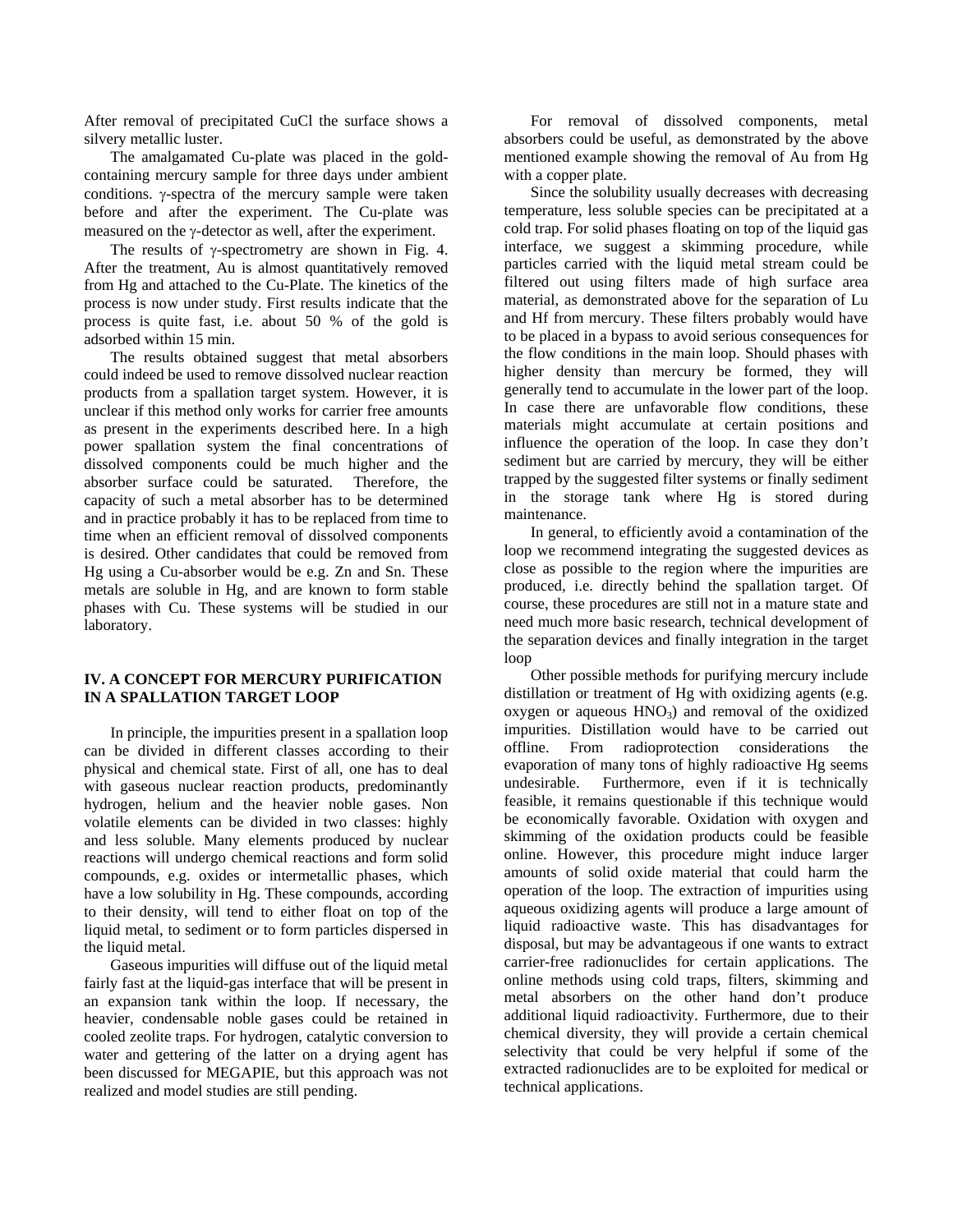After removal of precipitated CuCl the surface shows a silvery metallic luster.

The amalgamated Cu-plate was placed in the gold-containing mercury sample for three days under ambient conditions. γ-spectra of the mercury sample were taken before and after the experiment. The Cu-plate was measured on the γ-detector as well, after the experiment.

The results of γ-spectrometry are shown in Fig. 4. After the treatment, Au is almost quantitatively removed from Hg and attached to the Cu-Plate. The kinetics of the process is now under study. First results indicate that the process is quite fast, i.e. about 50 % of the gold is adsorbed within 15 min.

The results obtained suggest that metal absorbers could indeed be used to remove dissolved nuclear reaction products from a spallation target system. However, it is unclear if this method only works for carrier free amounts as present in the experiments described here. In a high power spallation system the final concentrations of dissolved components could be much higher and the absorber surface could be saturated. Therefore, the capacity of such a metal absorber has to be determined and in practice probably it has to be replaced from time to time when an efficient removal of dissolved components is desired. Other candidates that could be removed from Hg using a Cu-absorber would be e.g. Zn and Sn. These metals are soluble in Hg, and are known to form stable phases with Cu. These systems will be studied in our laboratory.

## IV. A CONCEPT FOR MERCURY PURIFICATION IN A SPALLATION TARGET LOOP

In principle, the impurities present in a spallation loop can be divided in different classes according to their physical and chemical state. First of all, one has to deal with gaseous nuclear reaction products, predominantly hydrogen, helium and the heavier noble gases. Non volatile elements can be divided in two classes: highly and less soluble. Many elements produced by nuclear reactions will undergo chemical reactions and form solid compounds, e.g. oxides or intermetallic phases, which have a low solubility in Hg. These compounds, according to their density, will tend to either float on top of the liquid metal, to sediment or to form particles dispersed in the liquid metal.

Gaseous impurities will diffuse out of the liquid metal fairly fast at the liquid-gas interface that will be present in an expansion tank within the loop. If necessary, the heavier, condensable noble gases could be retained in cooled zeolite traps. For hydrogen, catalytic conversion to water and gettering of the latter on a drying agent has been discussed for MEGAPIE, but this approach was not realized and model studies are still pending.

For removal of dissolved components, metal absorbers could be useful, as demonstrated by the above mentioned example showing the removal of Au from Hg with a copper plate.

Since the solubility usually decreases with decreasing temperature, less soluble species can be precipitated at a cold trap. For solid phases floating on top of the liquid gas interface, we suggest a skimming procedure, while particles carried with the liquid metal stream could be filtered out using filters made of high surface area material, as demonstrated above for the separation of Lu and Hf from mercury. These filters probably would have to be placed in a bypass to avoid serious consequences for the flow conditions in the main loop. Should phases with higher density than mercury be formed, they will generally tend to accumulate in the lower part of the loop. In case there are unfavorable flow conditions, these materials might accumulate at certain positions and influence the operation of the loop. In case they don't sediment but are carried by mercury, they will be either trapped by the suggested filter systems or finally sediment in the storage tank where Hg is stored during maintenance.

In general, to efficiently avoid a contamination of the loop we recommend integrating the suggested devices as close as possible to the region where the impurities are produced, i.e. directly behind the spallation target. Of course, these procedures are still not in a mature state and need much more basic research, technical development of the separation devices and finally integration in the target loop

Other possible methods for purifying mercury include distillation or treatment of Hg with oxidizing agents (e.g. oxygen or aqueous $HNO_3$) and removal of the oxidized impurities. Distillation would have to be carried out offline. From radioprotection considerations the evaporation of many tons of highly radioactive Hg seems undesirable. Furthermore, even if it is technically feasible, it remains questionable if this technique would be economically favorable. Oxidation with oxygen and skimming of the oxidation products could be feasible online. However, this procedure might induce larger amounts of solid oxide material that could harm the operation of the loop. The extraction of impurities using aqueous oxidizing agents will produce a large amount of liquid radioactive waste. This has disadvantages for disposal, but may be advantageous if one wants to extract carrier-free radionuclides for certain applications. The online methods using cold traps, filters, skimming and metal absorbers on the other hand don't produce additional liquid radioactivity. Furthermore, due to their chemical diversity, they will provide a certain chemical selectivity that could be very helpful if some of the extracted radionuclides are to be exploited for medical or technical applications.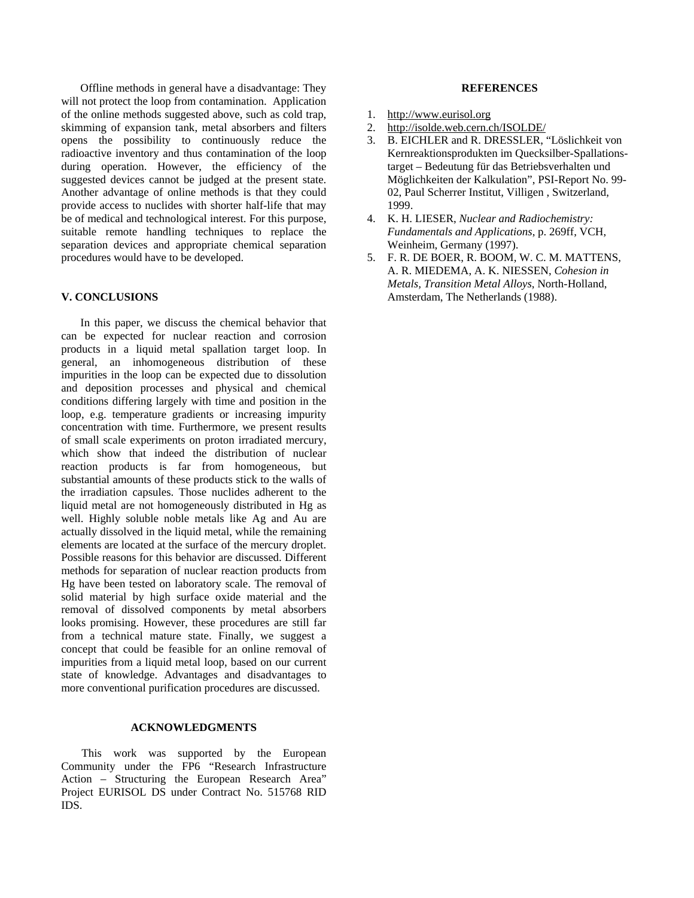Offline methods in general have a disadvantage: They will not protect the loop from contamination. Application of the online methods suggested above, such as cold trap, skimming of expansion tank, metal absorbers and filters opens the possibility to continuously reduce the radioactive inventory and thus contamination of the loop during operation. However, the efficiency of the suggested devices cannot be judged at the present state. Another advantage of online methods is that they could provide access to nuclides with shorter half-life that may be of medical and technological interest. For this purpose, suitable remote handling techniques to replace the separation devices and appropriate chemical separation procedures would have to be developed.

## V. CONCLUSIONS

In this paper, we discuss the chemical behavior that can be expected for nuclear reaction and corrosion products in a liquid metal spallation target loop. In general, an inhomogeneous distribution of these impurities in the loop can be expected due to dissolution and deposition processes and physical and chemical conditions differing largely with time and position in the loop, e.g. temperature gradients or increasing impurity concentration with time. Furthermore, we present results of small scale experiments on proton irradiated mercury, which show that indeed the distribution of nuclear reaction products is far from homogeneous, but substantial amounts of these products stick to the walls of the irradiation capsules. Those nuclides adherent to the liquid metal are not homogeneously distributed in Hg as well. Highly soluble noble metals like Ag and Au are actually dissolved in the liquid metal, while the remaining elements are located at the surface of the mercury droplet. Possible reasons for this behavior are discussed. Different methods for separation of nuclear reaction products from Hg have been tested on laboratory scale. The removal of solid material by high surface oxide material and the removal of dissolved components by metal absorbers looks promising. However, these procedures are still far from a technical mature state. Finally, we suggest a concept that could be feasible for an online removal of impurities from a liquid metal loop, based on our current state of knowledge. Advantages and disadvantages to more conventional purification procedures are discussed.

## ACKNOWLEDGMENTS

This work was supported by the European Community under the FP6 "Research Infrastructure Action – Structuring the European Research Area" Project EURISOL DS under Contract No. 515768 RID IDS.

## REFERENCES

1. http://www.eurisol.org
2. http://isolde.web.cern.ch/ISOLDE/
3. B. EICHLER and R. DRESSLER, "Löslichkeit von Kernreaktionsprodukten im Quecksilber-Spallations-target – Bedeutung für das Betriebsverhalten und Möglichkeiten der Kalkulation", PSI-Report No. 99-02, Paul Scherrer Institut, Villigen , Switzerland, 1999.
4. K. H. LIESER, *Nuclear and Radiochemistry: Fundamentals and Applications*, p. 269ff, VCH, Weinheim, Germany (1997).
5. F. R. DE BOER, R. BOOM, W. C. M. MATTENS, A. R. MIEDEMA, A. K. NIESSEN, *Cohesion in Metals, Transition Metal Alloys*, North-Holland, Amsterdam, The Netherlands (1988).